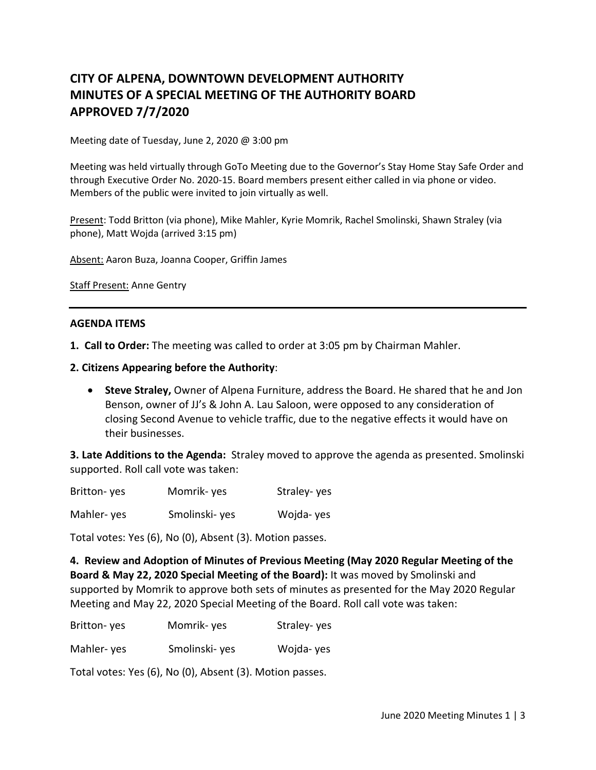# CITY OF ALPENA, DOWNTOWN DEVELOPMENT AUTHORITY
# MINUTES OF A SPECIAL MEETING OF THE AUTHORITY BOARD
# APPROVED 7/7/2020

Meeting date of Tuesday, June 2, 2020 @ 3:00 pm

Meeting was held virtually through GoTo Meeting due to the Governor's Stay Home Stay Safe Order and through Executive Order No. 2020-15. Board members present either called in via phone or video. Members of the public were invited to join virtually as well.

Present: Todd Britton (via phone), Mike Mahler, Kyrie Momrik, Rachel Smolinski, Shawn Straley (via phone), Matt Wojda (arrived 3:15 pm)

Absent: Aaron Buza, Joanna Cooper, Griffin James

Staff Present: Anne Gentry

---

## AGENDA ITEMS

**1. Call to Order:** The meeting was called to order at 3:05 pm by Chairman Mahler.

**2. Citizens Appearing before the Authority**:

- **Steve Straley,** Owner of Alpena Furniture, address the Board. He shared that he and Jon Benson, owner of JJ's & John A. Lau Saloon, were opposed to any consideration of closing Second Avenue to vehicle traffic, due to the negative effects it would have on their businesses.

**3. Late Additions to the Agenda:** Straley moved to approve the agenda as presented. Smolinski supported. Roll call vote was taken:

| | | |
|---|---|---|
| Britton- yes | Momrik- yes | Straley- yes |
| Mahler- yes | Smolinski- yes | Wojda- yes |

Total votes: Yes (6), No (0), Absent (3). Motion passes.

**4. Review and Adoption of Minutes of Previous Meeting (May 2020 Regular Meeting of the Board & May 22, 2020 Special Meeting of the Board):** It was moved by Smolinski and supported by Momrik to approve both sets of minutes as presented for the May 2020 Regular Meeting and May 22, 2020 Special Meeting of the Board. Roll call vote was taken:

| | | |
|---|---|---|
| Britton- yes | Momrik- yes | Straley- yes |
| Mahler- yes | Smolinski- yes | Wojda- yes |

Total votes: Yes (6), No (0), Absent (3). Motion passes.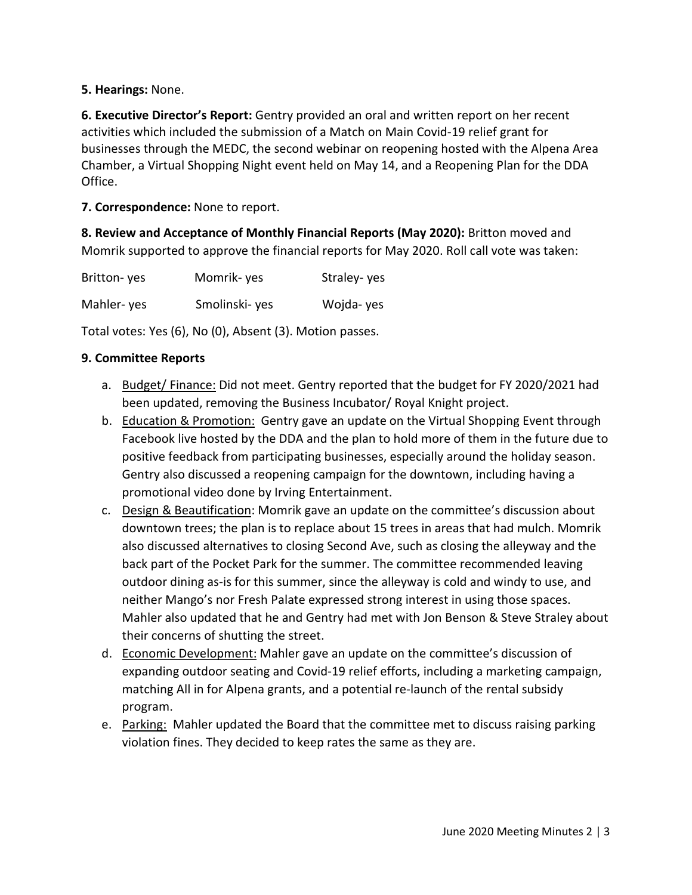**5. Hearings:** None.

**6. Executive Director's Report:** Gentry provided an oral and written report on her recent activities which included the submission of a Match on Main Covid-19 relief grant for businesses through the MEDC, the second webinar on reopening hosted with the Alpena Area Chamber, a Virtual Shopping Night event held on May 14, and a Reopening Plan for the DDA Office.

**7. Correspondence:** None to report.

**8. Review and Acceptance of Monthly Financial Reports (May 2020):** Britton moved and Momrik supported to approve the financial reports for May 2020. Roll call vote was taken:

| | | |
|---|---|---|
| Britton- yes | Momrik- yes | Straley- yes |
| Mahler- yes | Smolinski- yes | Wojda- yes |

Total votes: Yes (6), No (0), Absent (3). Motion passes.

**9. Committee Reports**

a. Budget/ Finance: Did not meet. Gentry reported that the budget for FY 2020/2021 had been updated, removing the Business Incubator/ Royal Knight project.

b. Education & Promotion: Gentry gave an update on the Virtual Shopping Event through Facebook live hosted by the DDA and the plan to hold more of them in the future due to positive feedback from participating businesses, especially around the holiday season. Gentry also discussed a reopening campaign for the downtown, including having a promotional video done by Irving Entertainment.

c. Design & Beautification: Momrik gave an update on the committee's discussion about downtown trees; the plan is to replace about 15 trees in areas that had mulch. Momrik also discussed alternatives to closing Second Ave, such as closing the alleyway and the back part of the Pocket Park for the summer. The committee recommended leaving outdoor dining as-is for this summer, since the alleyway is cold and windy to use, and neither Mango's nor Fresh Palate expressed strong interest in using those spaces. Mahler also updated that he and Gentry had met with Jon Benson & Steve Straley about their concerns of shutting the street.

d. Economic Development: Mahler gave an update on the committee's discussion of expanding outdoor seating and Covid-19 relief efforts, including a marketing campaign, matching All in for Alpena grants, and a potential re-launch of the rental subsidy program.

e. Parking: Mahler updated the Board that the committee met to discuss raising parking violation fines. They decided to keep rates the same as they are.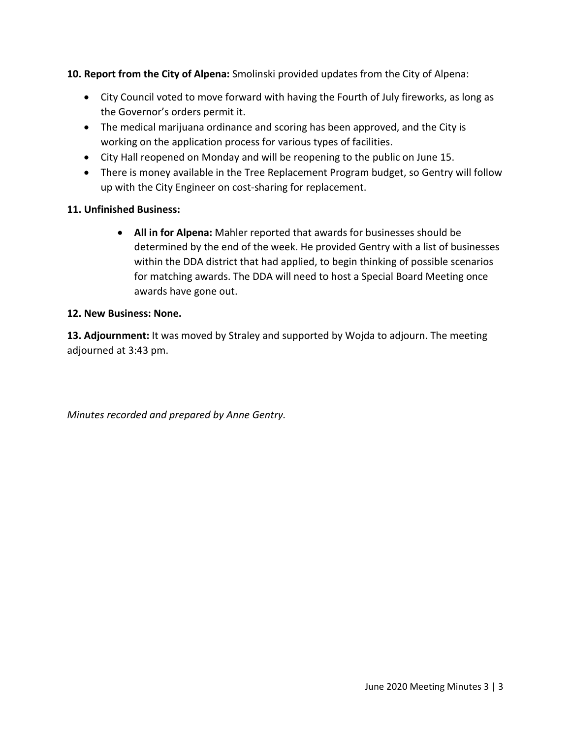**10. Report from the City of Alpena:** Smolinski provided updates from the City of Alpena:

- City Council voted to move forward with having the Fourth of July fireworks, as long as the Governor's orders permit it.
- The medical marijuana ordinance and scoring has been approved, and the City is working on the application process for various types of facilities.
- City Hall reopened on Monday and will be reopening to the public on June 15.
- There is money available in the Tree Replacement Program budget, so Gentry will follow up with the City Engineer on cost-sharing for replacement.

**11. Unfinished Business:**

- **All in for Alpena:** Mahler reported that awards for businesses should be determined by the end of the week. He provided Gentry with a list of businesses within the DDA district that had applied, to begin thinking of possible scenarios for matching awards. The DDA will need to host a Special Board Meeting once awards have gone out.

**12. New Business: None.**

**13. Adjournment:** It was moved by Straley and supported by Wojda to adjourn. The meeting adjourned at 3:43 pm.

*Minutes recorded and prepared by Anne Gentry.*